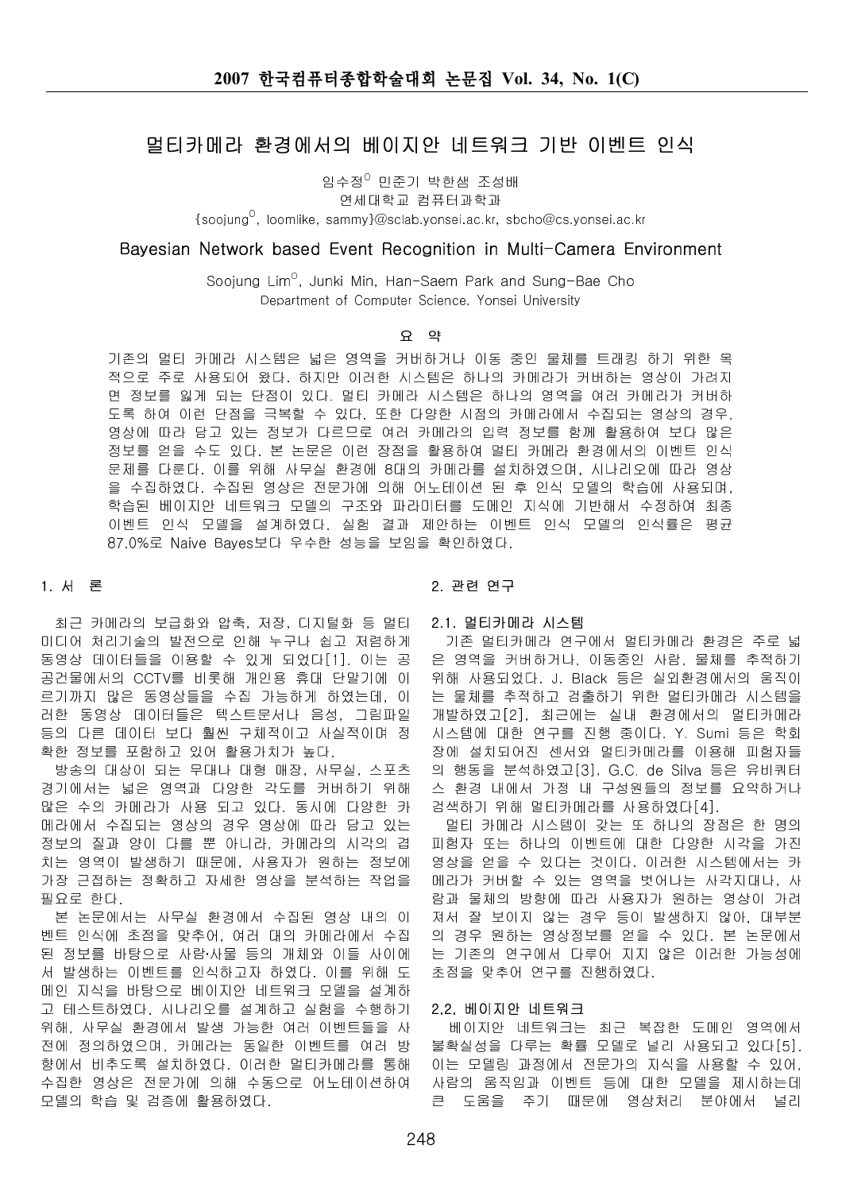# 멀티카메라 환경에서의 베이지안 네트워크 기반 이벤트 인식

임수정[O] 민준기 박한샘 조성배
연세대학교 컴퓨터과학과
{soojung[O], loomlike, sammy}@sclab.yonsei.ac.kr, sbcho@cs.yonsei.ac.kr

## Bayesian Network based Event Recognition in Multi-Camera Environment

Soojung Lim[O], Junki Min, Han-Saem Park and Sung-Bae Cho
Department of Computer Science, Yonsei University

### 요 약

기존의 멀티 카메라 시스템은 넓은 영역을 커버하거나 이동 중인 물체를 트래킹 하기 위한 목적으로 주로 사용되어 왔다. 하지만 이러한 시스템은 하나의 카메라가 커버하는 영상이 가려지면 정보를 잃게 되는 단점이 있다. 멀티 카메라 시스템은 하나의 영역을 여러 카메라가 커버하도록 하여 이런 단점을 극복할 수 있다. 또한 다양한 시점의 카메라에서 수집되는 영상의 경우, 영상에 따라 담고 있는 정보가 다르므로 여러 카메라의 입력 정보를 함께 활용하여 보다 많은 정보를 얻을 수도 있다. 본 논문은 이런 장점을 활용하여 멀티 카메라 환경에서의 이벤트 인식 문제를 다룬다. 이를 위해 사무실 환경에 8대의 카메라를 설치하였으며, 시나리오에 따라 영상을 수집하였다. 수집된 영상은 전문가에 의해 어노테이션 된 후 인식 모델의 학습에 사용되며, 학습된 베이지안 네트워크 모델의 구조와 파라미터를 도메인 지식에 기반해서 수정하여 최종 이벤트 인식 모델을 설계하였다. 실험 결과 제안하는 이벤트 인식 모델의 인식률은 평균 87.0%로 Naive Bayes보다 우수한 성능을 보임을 확인하였다.

## 1. 서 론

최근 카메라의 보급화와 압축, 저장, 디지털화 등 멀티미디어 처리기술의 발전으로 인해 누구나 쉽고 저렴하게 동영상 데이터들을 이용할 수 있게 되었다[1]. 이는 공공건물에서의 CCTV를 비롯해 개인용 휴대 단말기에 이르기까지 많은 동영상들을 수집 가능하게 하였는데, 이러한 동영상 데이터들은 텍스트문서나 음성, 그림파일 등의 다른 데이터 보다 훨씬 구체적이고 사실적이며 정확한 정보를 포함하고 있어 활용가치가 높다.

방송의 대상이 되는 무대나 대형 매장, 사무실, 스포츠 경기에서는 넓은 영역과 다양한 각도를 커버하기 위해 많은 수의 카메라가 사용 되고 있다. 동시에 다양한 카메라에서 수집되는 영상의 경우 영상에 따라 담고 있는 정보의 질과 양이 다를 뿐 아니라, 카메라의 시각의 겹치는 영역이 발생하기 때문에, 사용자가 원하는 정보에 가장 근접하는 정확하고 자세한 영상을 분석하는 작업을 필요로 한다.

본 논문에서는 사무실 환경에서 수집된 영상 내의 이벤트 인식에 초점을 맞추어, 여러 대의 카메라에서 수집된 정보를 바탕으로 사람·사물 등의 개체와 이들 사이에서 발생하는 이벤트를 인식하고자 하였다. 이를 위해 도메인 지식을 바탕으로 베이지안 네트워크 모델을 설계하고 테스트하였다. 시나리오를 설계하고 실험을 수행하기 위해, 사무실 환경에서 발생 가능한 여러 이벤트들을 사전에 정의하였으며, 카메라는 동일한 이벤트를 여러 방향에서 비추도록 설치하였다. 이러한 멀티카메라를 통해 수집한 영상은 전문가에 의해 수동으로 어노테이션하여 모델의 학습 및 검증에 활용하였다.

## 2. 관련 연구

### 2.1. 멀티카메라 시스템

기존 멀티카메라 연구에서 멀티카메라 환경은 주로 넓은 영역을 커버하거나, 이동중인 사람, 물체를 추적하기 위해 사용되었다. J. Black 등은 실외환경에서의 움직이는 물체를 추적하고 검출하기 위한 멀티카메라 시스템을 개발하였고[2], 최근에는 실내 환경에서의 멀티카메라 시스템에 대한 연구를 진행 중이다. Y. Sumi 등은 학회장에 설치되어진 센서와 멀티카메라를 이용해 피험자들의 행동을 분석하였고[3], G.C. de Silva 등은 유비쿼터스 환경 내에서 가정 내 구성원들의 정보를 요약하거나 검색하기 위해 멀티카메라를 사용하였다[4].

멀티 카메라 시스템이 갖는 또 하나의 장점은 한 명의 피험자 또는 하나의 이벤트에 대한 다양한 시각을 가진 영상을 얻을 수 있다는 것이다. 이러한 시스템에서는 카메라가 커버할 수 있는 영역을 벗어나는 사각지대나, 사람과 물체의 방향에 따라 사용자가 원하는 영상이 가려져서 잘 보이지 않는 경우 등이 발생하지 않아, 대부분의 경우 원하는 영상정보를 얻을 수 있다. 본 논문에서는 기존의 연구에서 다루어 지지 않은 이러한 가능성에 초점을 맞추어 연구를 진행하였다.

### 2.2. 베이지안 네트워크

베이지안 네트워크는 최근 복잡한 도메인 영역에서 불확실성을 다루는 확률 모델로 널리 사용되고 있다[5]. 이는 모델링 과정에서 전문가의 지식을 사용할 수 있어, 사람의 움직임과 이벤트 등에 대한 모델을 제시하는데 큰 도움을 주기 때문에 영상처리 분야에서 널리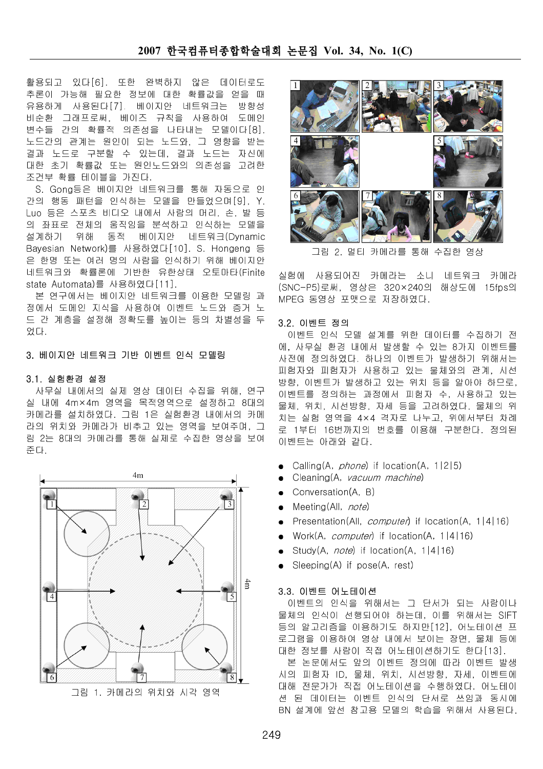활용되고 있다[6]. 또한 완벽하지 않은 데이터로도 추론이 가능해 필요한 정보에 대한 확률값을 얻을 때 유용하게 사용된다[7]. 베이지안 네트워크는 방향성 비순환 그래프로써, 베이즈 규칙을 사용하여 도메인 변수들 간의 확률적 의존성을 나타내는 모델이다[8]. 노드간의 관계는 원인이 되는 노드와, 그 영향을 받는 결과 노드로 구분할 수 있는데, 결과 노드는 자신에 대한 초기 확률값 또는 원인노드와의 의존성을 고려한 조건부 확률 테이블을 가진다.

S. Gong등은 베이지안 네트워크를 통해 자동으로 인간의 행동 패턴을 인식하는 모델을 만들었으며[9], Y. Luo 등은 스포츠 비디오 내에서 사람의 머리, 손, 발 등의 좌표로 전체의 움직임을 분석하고 인식하는 모델을 설계하기 위해 동적 베이지안 네트워크(Dynamic Bayesian Network)를 사용하였다[10]. S. Hongeng 등은 한명 또는 여러 명의 사람을 인식하기 위해 베이지안 네트워크와 확률론에 기반한 유한상태 오토마타(Finite state Automata)를 사용하였다[11].

본 연구에서는 베이지안 네트워크를 이용한 모델링 과정에서 도메인 지식을 사용하여 이벤트 노드와 증거 노드 간 계층을 설정해 정확도를 높이는 등의 차별성을 두었다.

## 3. 베이지안 네트워크 기반 이벤트 인식 모델링

### 3.1. 실험환경 설정

사무실 내에서의 실제 영상 데이터 수집을 위해, 연구실 내에 4m×4m 영역을 목적영역으로 설정하고 8대의 카메라를 설치하였다. 그림 1은 실험환경 내에서의 카메라의 위치와 카메라가 비추고 있는 영역을 보여주며, 그림 2는 8대의 카메라를 통해 실제로 수집한 영상을 보여준다.

그림 1. 카메라의 위치와 시각 영역

그림 2. 멀티 카메라를 통해 수집한 영상

실험에 사용되어진 카메라는 소니 네트워크 카메라(SNC-P5)로써, 영상은 320×240의 해상도에 15fps의 MPEG 동영상 포맷으로 저장하였다.

### 3.2. 이벤트 정의

이벤트 인식 모델 설계를 위한 데이터를 수집하기 전에, 사무실 환경 내에서 발생할 수 있는 8가지 이벤트를 사전에 정의하였다. 하나의 이벤트가 발생하기 위해서는 피험자와 피험자가 사용하고 있는 물체와의 관계, 시선방향, 이벤트가 발생하고 있는 위치 등을 알아야 하므로, 이벤트를 정의하는 과정에서 피험자 수, 사용하고 있는 물체, 위치, 시선방향, 자세 등을 고려하였다. 물체의 위치는 실험 영역을 4×4 격자로 나누고, 위에서부터 차례로 1부터 16번까지의 번호를 이용해 구분한다. 정의된 이벤트는 아래와 같다.

- Calling(A, *phone*) if location(A, 1|2|5)
- Cleaning(A, *vacuum machine*)
- Conversation(A, B)
- Meeting(All, *note*)
- Presentation(All, *computer*) if location(A, 1|4|16)
- Work(A, *computer*) if location(A, 1|4|16)
- Study(A, *note*) if location(A, 1|4|16)
- Sleeping(A) if pose(A, rest)

### 3.3. 이벤트 어노테이션

이벤트의 인식을 위해서는 그 단서가 되는 사람이나 물체의 인식이 선행되어야 하는데, 이를 위해서는 SIFT 등의 알고리즘을 이용하기도 하지만[12], 어노테이션 프로그램을 이용하여 영상 내에서 보이는 장면, 물체 등에 대한 정보를 사람이 직접 어노테이션하기도 한다[13].

본 논문에서도 앞의 이벤트 정의에 따라 이벤트 발생 시의 피험자 ID, 물체, 위치, 시선방향, 자세, 이벤트에 대해 전문가가 직접 어노테이션을 수행하였다. 어노테이션 된 데이터는 이벤트 인식의 단서로 쓰임과 동시에 BN 설계에 앞선 참고용 모델의 학습을 위해서 사용된다.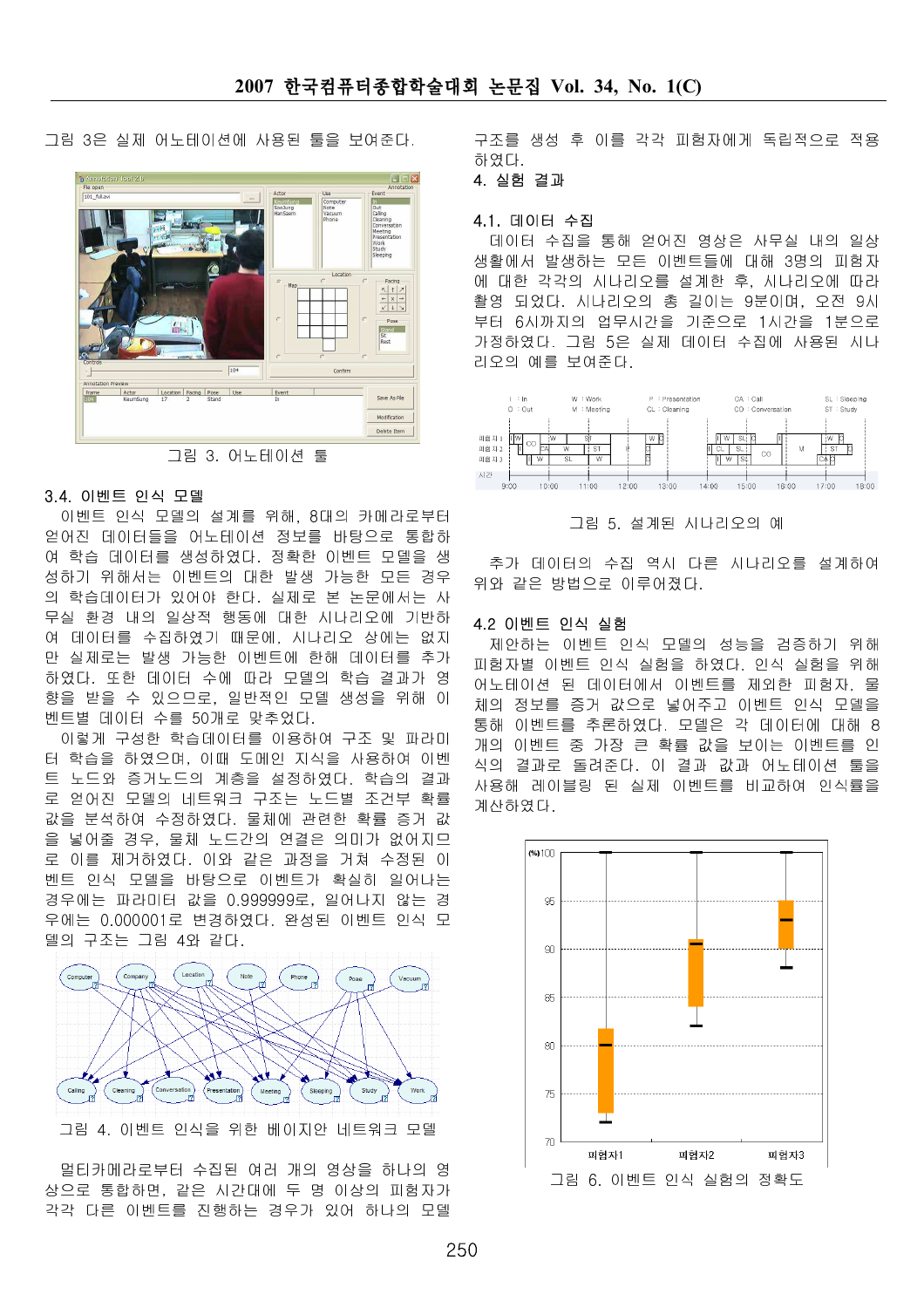그림 3은 실제 어노테이션에 사용된 툴을 보여준다.

그림 3. 어노테이션 툴

### 3.4. 이벤트 인식 모델

이벤트 인식 모델의 설계를 위해, 8대의 카메라로부터 얻어진 데이터들을 어노테이션 정보를 바탕으로 통합하여 학습 데이터를 생성하였다. 정확한 이벤트 모델을 생성하기 위해서는 이벤트의 대한 발생 가능한 모든 경우의 학습데이터가 있어야 한다. 실제로 본 논문에서는 사무실 환경 내의 일상적 행동에 대한 시나리오에 기반하여 데이터를 수집하였기 때문에, 시나리오 상에는 없지만 실제로는 발생 가능한 이벤트에 한해 데이터를 추가하였다. 또한 데이터 수에 따라 모델의 학습 결과가 영향을 받을 수 있으므로, 일반적인 모델 생성을 위해 이벤트별 데이터 수를 50개로 맞추었다.

이렇게 구성한 학습데이터를 이용하여 구조 및 파라미터 학습을 하였으며, 이때 도메인 지식을 사용하여 이벤트 노드와 증거노드의 계층을 설정하였다. 학습의 결과로 얻어진 모델의 네트워크 구조는 노드별 조건부 확률 값을 분석하여 수정하였다. 물체에 관련한 확률 증거 값을 넣어줄 경우, 물체 노드간의 연결은 의미가 없어지므로 이를 제거하였다. 이와 같은 과정을 거쳐 수정된 이벤트 인식 모델을 바탕으로 이벤트가 확실히 일어나는 경우에는 파라미터 값을 0.999999로, 일어나지 않는 경우에는 0.000001로 변경하였다. 완성된 이벤트 인식 모델의 구조는 그림 4와 같다.

그림 4. 이벤트 인식을 위한 베이지안 네트워크 모델

멀티카메라로부터 수집된 여러 개의 영상을 하나의 영상으로 통합하면, 같은 시간대에 두 명 이상의 피험자가 각각 다른 이벤트를 진행하는 경우가 있어 하나의 모델 구조를 생성 후 이를 각각 피험자에게 독립적으로 적용하였다.

## 4. 실험 결과

### 4.1. 데이터 수집

데이터 수집을 통해 얻어진 영상은 사무실 내의 일상생활에서 발생하는 모든 이벤트들에 대해 3명의 피험자에 대한 각각의 시나리오를 설계한 후, 시나리오에 따라 촬영 되었다. 시나리오의 총 길이는 9분이며, 오전 9시부터 6시까지의 업무시간을 기준으로 1시간을 1분으로 가정하였다. 그림 5은 실제 데이터 수집에 사용된 시나리오의 예를 보여준다.

그림 5. 설계된 시나리오의 예

추가 데이터의 수집 역시 다른 시나리오를 설계하여 위와 같은 방법으로 이루어졌다.

### 4.2 이벤트 인식 실험

제안하는 이벤트 인식 모델의 성능을 검증하기 위해 피험자별 이벤트 인식 실험을 하였다. 인식 실험을 위해 어노테이션 된 데이터에서 이벤트를 제외한 피험자, 물체의 정보를 증거 값으로 넣어주고 이벤트 인식 모델을 통해 이벤트를 추론하였다. 모델은 각 데이터에 대해 8개의 이벤트 중 가장 큰 확률 값을 보이는 이벤트를 인식의 결과로 돌려준다. 이 결과 값과 어노테이션 툴을 사용하여 레이블링 된 실제 이벤트를 비교하여 인식률을 계산하였다.

그림 6. 이벤트 인식 실험의 정확도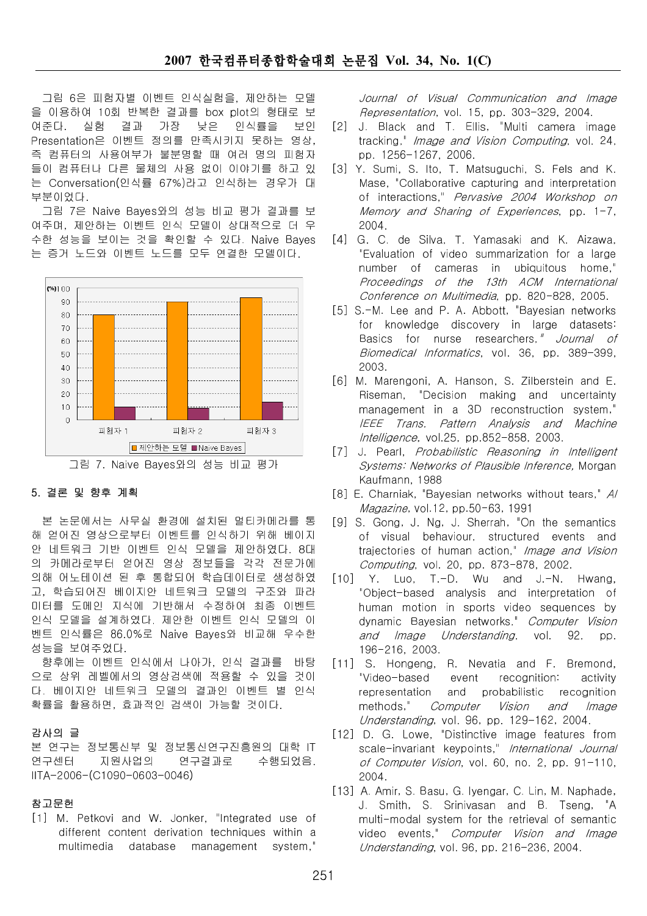그림 6은 피험자별 이벤트 인식실험을, 제안하는 모델을 이용하여 10회 반복한 결과를 box plot의 형태로 보여준다. 실험 결과 가장 낮은 인식률을 보인 Presentation은 이벤트 정의를 만족시키지 못하는 영상, 즉 컴퓨터의 사용여부가 불분명할 때 여러 명의 피험자들이 컴퓨터나 다른 물체의 사용 없이 이야기를 하고 있는 Conversation(인식률 67%)라고 인식하는 경우가 대부분이었다.

그림 7은 Naive Bayes와의 성능 비교 평가 결과를 보여주며, 제안하는 이벤트 인식 모델이 상대적으로 더 우수한 성능을 보이는 것을 확인할 수 있다. Naive Bayes는 증거 노드와 이벤트 노드를 모두 연결한 모델이다.

(%)100
90
80
70
60
50
40
30
20
10
0

피험자 1
피험자 2
피험자 3

제안하는 모델 Naive Bayes

그림 7. Naive Bayes와의 성능 비교 평가

## 5. 결론 및 향후 계획

본 논문에서는 사무실 환경에 설치된 멀티카메라를 통해 얻어진 영상으로부터 이벤트를 인식하기 위해 베이지안 네트워크 기반 이벤트 인식 모델을 제안하였다. 8대의 카메라로부터 얻어진 영상 정보들을 각각 전문가에 의해 어노테이션 된 후 통합되어 학습데이터로 생성하였고, 학습되어진 베이지안 네트워크 모델의 구조와 파라미터를 도메인 지식에 기반해서 수정하여 최종 이벤트 인식 모델을 설계하였다. 제안한 이벤트 인식 모델의 이벤트 인식률은 86.0%로 Naive Bayes와 비교해 우수한 성능을 보여주었다.

향후에는 이벤트 인식에서 나아가, 인식 결과를 바탕으로 상위 레벨에서의 영상검색에 적용할 수 있을 것이다. 베이지안 네트워크 모델의 결과인 이벤트 별 인식 확률을 활용하면, 효과적인 검색이 가능할 것이다.

## 감사의 글

본 연구는 정보통신부 및 정보통신연구진흥원의 대학 IT 연구센터 지원사업의 연구결과로 수행되었음. IITA-2006-(C1090-0603-0046)

## 참고문헌

[1] M. Petkovi and W. Jonker, "Integrated use of different content derivation techniques within a multimedia database management system," *Journal of Visual Communication and Image Representation*, vol. 15, pp. 303-329, 2004.

[2] J. Black and T. Ellis, "Multi camera image tracking," *Image and Vision Computing*, vol. 24, pp. 1256-1267, 2006.

[3] Y. Sumi, S. Ito, T. Matsuguchi, S. Fels and K. Mase, "Collaborative capturing and interpretation of interactions," *Pervasive 2004 Workshop on Memory and Sharing of Experiences*, pp. 1-7, 2004.

[4] G. C. de Silva, T. Yamasaki and K. Aizawa, "Evaluation of video summarization for a large number of cameras in ubiquitous home," *Proceedings of the 13th ACM International Conference on Multimedia*, pp. 820-828, 2005.

[5] S.-M. Lee and P. A. Abbott, "Bayesian networks for knowledge discovery in large datasets: Basics for nurse researchers," *Journal of Biomedical Informatics*, vol. 36, pp. 389-399, 2003.

[6] M. Marengoni, A. Hanson, S. Zilberstein and E. Riseman, "Decision making and uncertainty management in a 3D reconstruction system," *IEEE Trans. Pattern Analysis and Machine Intelligence*, vol.25, pp.852-858, 2003.

[7] J. Pearl, *Probabilistic Reasoning in Intelligent Systems: Networks of Plausible Inference*, Morgan Kaufmann, 1988

[8] E. Charniak, "Bayesian networks without tears," *AI Magazine*, vol.12, pp.50-63, 1991

[9] S. Gong, J. Ng, J. Sherrah, "On the semantics of visual behaviour, structured events and trajectories of human action," *Image and Vision Computing*, vol. 20, pp. 873-878, 2002.

[10] Y. Luo, T.-D. Wu and J.-N. Hwang, "Object-based analysis and interpretation of human motion in sports video sequences by dynamic Bayesian networks," *Computer Vision and Image Understanding*, vol. 92, pp. 196-216, 2003.

[11] S. Hongeng, R. Nevatia and F. Bremond, "Video-based event recognition: activity representation and probabilistic recognition methods," *Computer Vision and Image Understanding*, vol. 96, pp. 129-162, 2004.

[12] D. G. Lowe, "Distinctive image features from scale-invariant keypoints," *International Journal of Computer Vision*, vol. 60, no. 2, pp. 91-110, 2004.

[13] A. Amir, S. Basu, G. Iyengar, C. Lin, M. Naphade, J. Smith, S. Srinivasan and B. Tseng, "A multi-modal system for the retrieval of semantic video events," *Computer Vision and Image Understanding*, vol. 96, pp. 216-236, 2004.